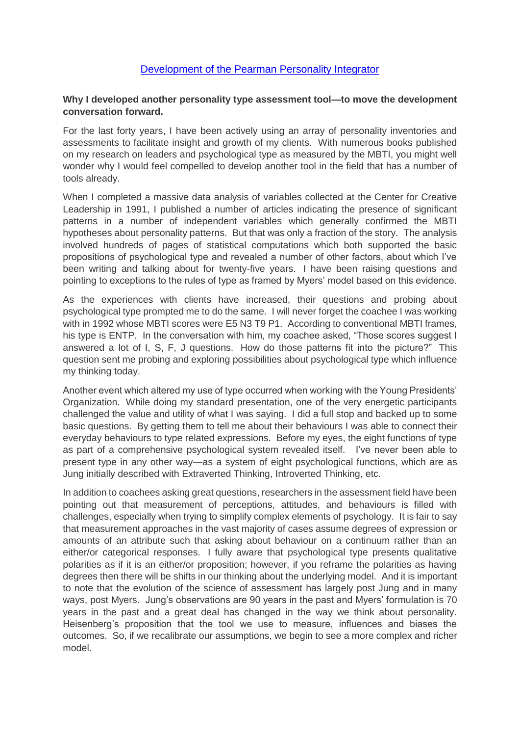# [Development of the Pearman Personality Integrator]

**Why I developed another personality type assessment tool—to move the development conversation forward.**

For the last forty years, I have been actively using an array of personality inventories and assessments to facilitate insight and growth of my clients. With numerous books published on my research on leaders and psychological type as measured by the MBTI, you might well wonder why I would feel compelled to develop another tool in the field that has a number of tools already.

When I completed a massive data analysis of variables collected at the Center for Creative Leadership in 1991, I published a number of articles indicating the presence of significant patterns in a number of independent variables which generally confirmed the MBTI hypotheses about personality patterns. But that was only a fraction of the story. The analysis involved hundreds of pages of statistical computations which both supported the basic propositions of psychological type and revealed a number of other factors, about which I've been writing and talking about for twenty-five years. I have been raising questions and pointing to exceptions to the rules of type as framed by Myers' model based on this evidence.

As the experiences with clients have increased, their questions and probing about psychological type prompted me to do the same. I will never forget the coachee I was working with in 1992 whose MBTI scores were E5 N3 T9 P1. According to conventional MBTI frames, his type is ENTP. In the conversation with him, my coachee asked, "Those scores suggest I answered a lot of I, S, F, J questions. How do those patterns fit into the picture?" This question sent me probing and exploring possibilities about psychological type which influence my thinking today.

Another event which altered my use of type occurred when working with the Young Presidents' Organization. While doing my standard presentation, one of the very energetic participants challenged the value and utility of what I was saying. I did a full stop and backed up to some basic questions. By getting them to tell me about their behaviours I was able to connect their everyday behaviours to type related expressions. Before my eyes, the eight functions of type as part of a comprehensive psychological system revealed itself. I've never been able to present type in any other way—as a system of eight psychological functions, which are as Jung initially described with Extraverted Thinking, Introverted Thinking, etc.

In addition to coachees asking great questions, researchers in the assessment field have been pointing out that measurement of perceptions, attitudes, and behaviours is filled with challenges, especially when trying to simplify complex elements of psychology. It is fair to say that measurement approaches in the vast majority of cases assume degrees of expression or amounts of an attribute such that asking about behaviour on a continuum rather than an either/or categorical responses. I fully aware that psychological type presents qualitative polarities as if it is an either/or proposition; however, if you reframe the polarities as having degrees then there will be shifts in our thinking about the underlying model. And it is important to note that the evolution of the science of assessment has largely post Jung and in many ways, post Myers. Jung's observations are 90 years in the past and Myers' formulation is 70 years in the past and a great deal has changed in the way we think about personality. Heisenberg's proposition that the tool we use to measure, influences and biases the outcomes. So, if we recalibrate our assumptions, we begin to see a more complex and richer model.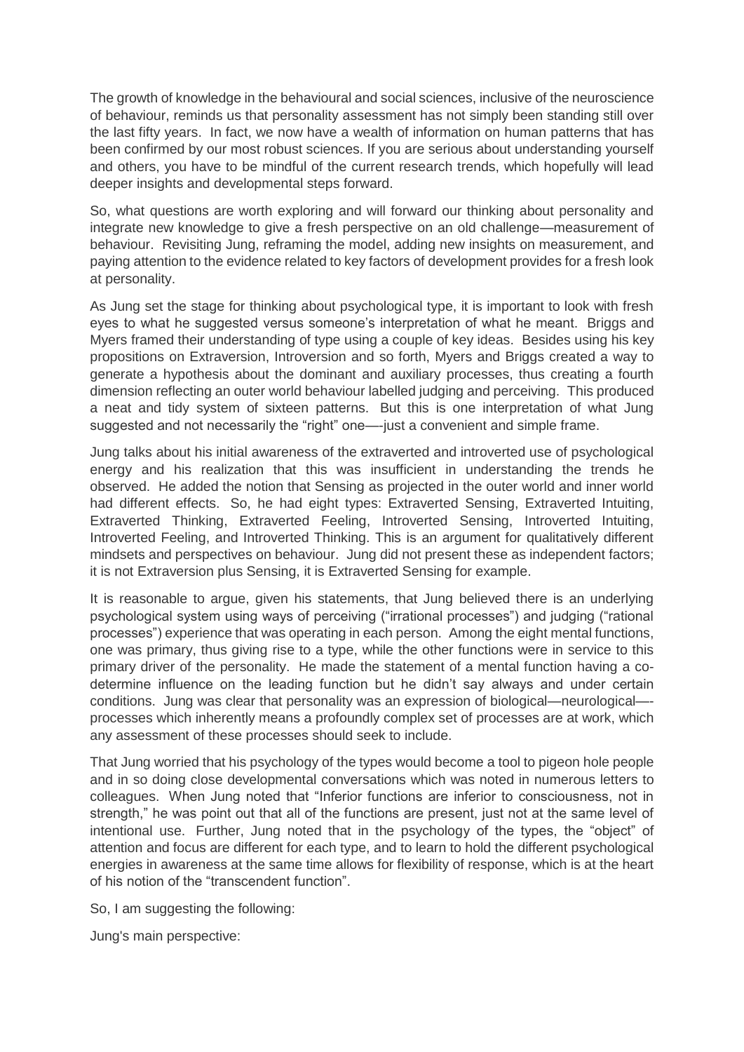The growth of knowledge in the behavioural and social sciences, inclusive of the neuroscience of behaviour, reminds us that personality assessment has not simply been standing still over the last fifty years. In fact, we now have a wealth of information on human patterns that has been confirmed by our most robust sciences. If you are serious about understanding yourself and others, you have to be mindful of the current research trends, which hopefully will lead deeper insights and developmental steps forward.

So, what questions are worth exploring and will forward our thinking about personality and integrate new knowledge to give a fresh perspective on an old challenge—measurement of behaviour. Revisiting Jung, reframing the model, adding new insights on measurement, and paying attention to the evidence related to key factors of development provides for a fresh look at personality.

As Jung set the stage for thinking about psychological type, it is important to look with fresh eyes to what he suggested versus someone's interpretation of what he meant. Briggs and Myers framed their understanding of type using a couple of key ideas. Besides using his key propositions on Extraversion, Introversion and so forth, Myers and Briggs created a way to generate a hypothesis about the dominant and auxiliary processes, thus creating a fourth dimension reflecting an outer world behaviour labelled judging and perceiving. This produced a neat and tidy system of sixteen patterns. But this is one interpretation of what Jung suggested and not necessarily the "right" one—-just a convenient and simple frame.

Jung talks about his initial awareness of the extraverted and introverted use of psychological energy and his realization that this was insufficient in understanding the trends he observed. He added the notion that Sensing as projected in the outer world and inner world had different effects. So, he had eight types: Extraverted Sensing, Extraverted Intuiting, Extraverted Thinking, Extraverted Feeling, Introverted Sensing, Introverted Intuiting, Introverted Feeling, and Introverted Thinking. This is an argument for qualitatively different mindsets and perspectives on behaviour. Jung did not present these as independent factors; it is not Extraversion plus Sensing, it is Extraverted Sensing for example.

It is reasonable to argue, given his statements, that Jung believed there is an underlying psychological system using ways of perceiving ("irrational processes") and judging ("rational processes") experience that was operating in each person. Among the eight mental functions, one was primary, thus giving rise to a type, while the other functions were in service to this primary driver of the personality. He made the statement of a mental function having a co-determine influence on the leading function but he didn't say always and under certain conditions. Jung was clear that personality was an expression of biological—neurological—-processes which inherently means a profoundly complex set of processes are at work, which any assessment of these processes should seek to include.

That Jung worried that his psychology of the types would become a tool to pigeon hole people and in so doing close developmental conversations which was noted in numerous letters to colleagues. When Jung noted that "Inferior functions are inferior to consciousness, not in strength," he was point out that all of the functions are present, just not at the same level of intentional use. Further, Jung noted that in the psychology of the types, the "object" of attention and focus are different for each type, and to learn to hold the different psychological energies in awareness at the same time allows for flexibility of response, which is at the heart of his notion of the "transcendent function".

So, I am suggesting the following:

Jung's main perspective: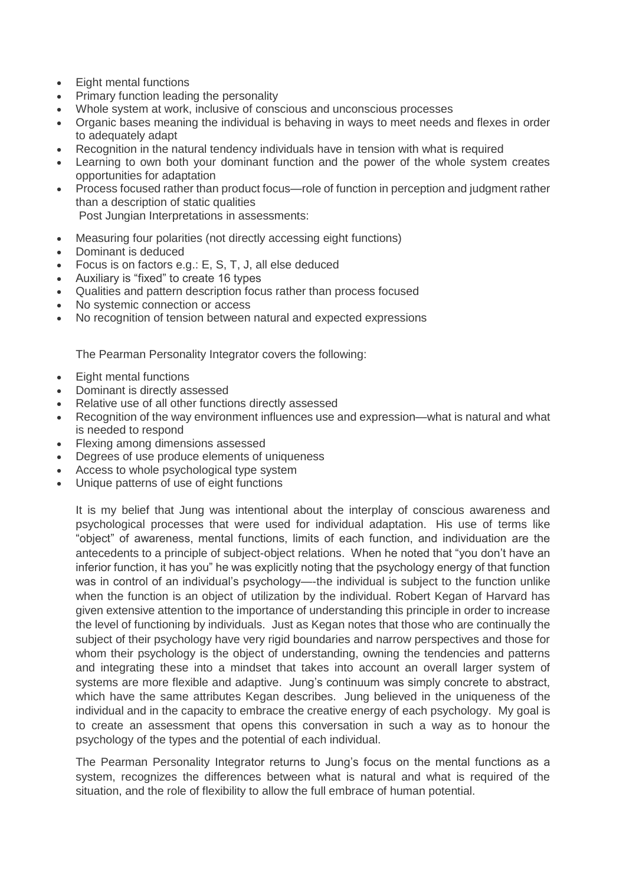- Eight mental functions
- Primary function leading the personality
- Whole system at work, inclusive of conscious and unconscious processes
- Organic bases meaning the individual is behaving in ways to meet needs and flexes in order to adequately adapt
- Recognition in the natural tendency individuals have in tension with what is required
- Learning to own both your dominant function and the power of the whole system creates opportunities for adaptation
- Process focused rather than product focus—role of function in perception and judgment rather than a description of static qualities

Post Jungian Interpretations in assessments:

- Measuring four polarities (not directly accessing eight functions)
- Dominant is deduced
- Focus is on factors e.g.: E, S, T, J, all else deduced
- Auxiliary is "fixed" to create 16 types
- Qualities and pattern description focus rather than process focused
- No systemic connection or access
- No recognition of tension between natural and expected expressions

The Pearman Personality Integrator covers the following:

- Eight mental functions
- Dominant is directly assessed
- Relative use of all other functions directly assessed
- Recognition of the way environment influences use and expression—what is natural and what is needed to respond
- Flexing among dimensions assessed
- Degrees of use produce elements of uniqueness
- Access to whole psychological type system
- Unique patterns of use of eight functions

It is my belief that Jung was intentional about the interplay of conscious awareness and psychological processes that were used for individual adaptation. His use of terms like "object" of awareness, mental functions, limits of each function, and individuation are the antecedents to a principle of subject-object relations. When he noted that "you don't have an inferior function, it has you" he was explicitly noting that the psychology energy of that function was in control of an individual's psychology—-the individual is subject to the function unlike when the function is an object of utilization by the individual. Robert Kegan of Harvard has given extensive attention to the importance of understanding this principle in order to increase the level of functioning by individuals. Just as Kegan notes that those who are continually the subject of their psychology have very rigid boundaries and narrow perspectives and those for whom their psychology is the object of understanding, owning the tendencies and patterns and integrating these into a mindset that takes into account an overall larger system of systems are more flexible and adaptive. Jung's continuum was simply concrete to abstract, which have the same attributes Kegan describes. Jung believed in the uniqueness of the individual and in the capacity to embrace the creative energy of each psychology. My goal is to create an assessment that opens this conversation in such a way as to honour the psychology of the types and the potential of each individual.

The Pearman Personality Integrator returns to Jung's focus on the mental functions as a system, recognizes the differences between what is natural and what is required of the situation, and the role of flexibility to allow the full embrace of human potential.